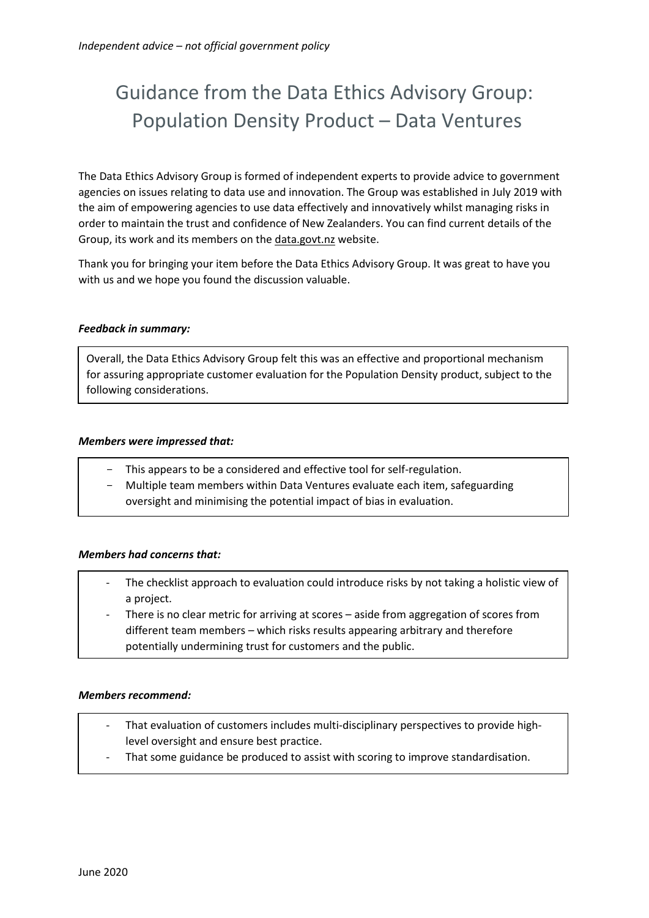*Independent advice – not official government policy*

# Guidance from the Data Ethics Advisory Group: Population Density Product – Data Ventures

The Data Ethics Advisory Group is formed of independent experts to provide advice to government agencies on issues relating to data use and innovation. The Group was established in July 2019 with the aim of empowering agencies to use data effectively and innovatively whilst managing risks in order to maintain the trust and confidence of New Zealanders. You can find current details of the Group, its work and its members on the data.govt.nz website.

Thank you for bringing your item before the Data Ethics Advisory Group. It was great to have you with us and we hope you found the discussion valuable.

***Feedback in summary:***

Overall, the Data Ethics Advisory Group felt this was an effective and proportional mechanism for assuring appropriate customer evaluation for the Population Density product, subject to the following considerations.

***Members were impressed that:***

- This appears to be a considered and effective tool for self-regulation.
- Multiple team members within Data Ventures evaluate each item, safeguarding oversight and minimising the potential impact of bias in evaluation.

***Members had concerns that:***

- The checklist approach to evaluation could introduce risks by not taking a holistic view of a project.
- There is no clear metric for arriving at scores – aside from aggregation of scores from different team members – which risks results appearing arbitrary and therefore potentially undermining trust for customers and the public.

***Members recommend:***

- That evaluation of customers includes multi-disciplinary perspectives to provide high-level oversight and ensure best practice.
- That some guidance be produced to assist with scoring to improve standardisation.

June 2020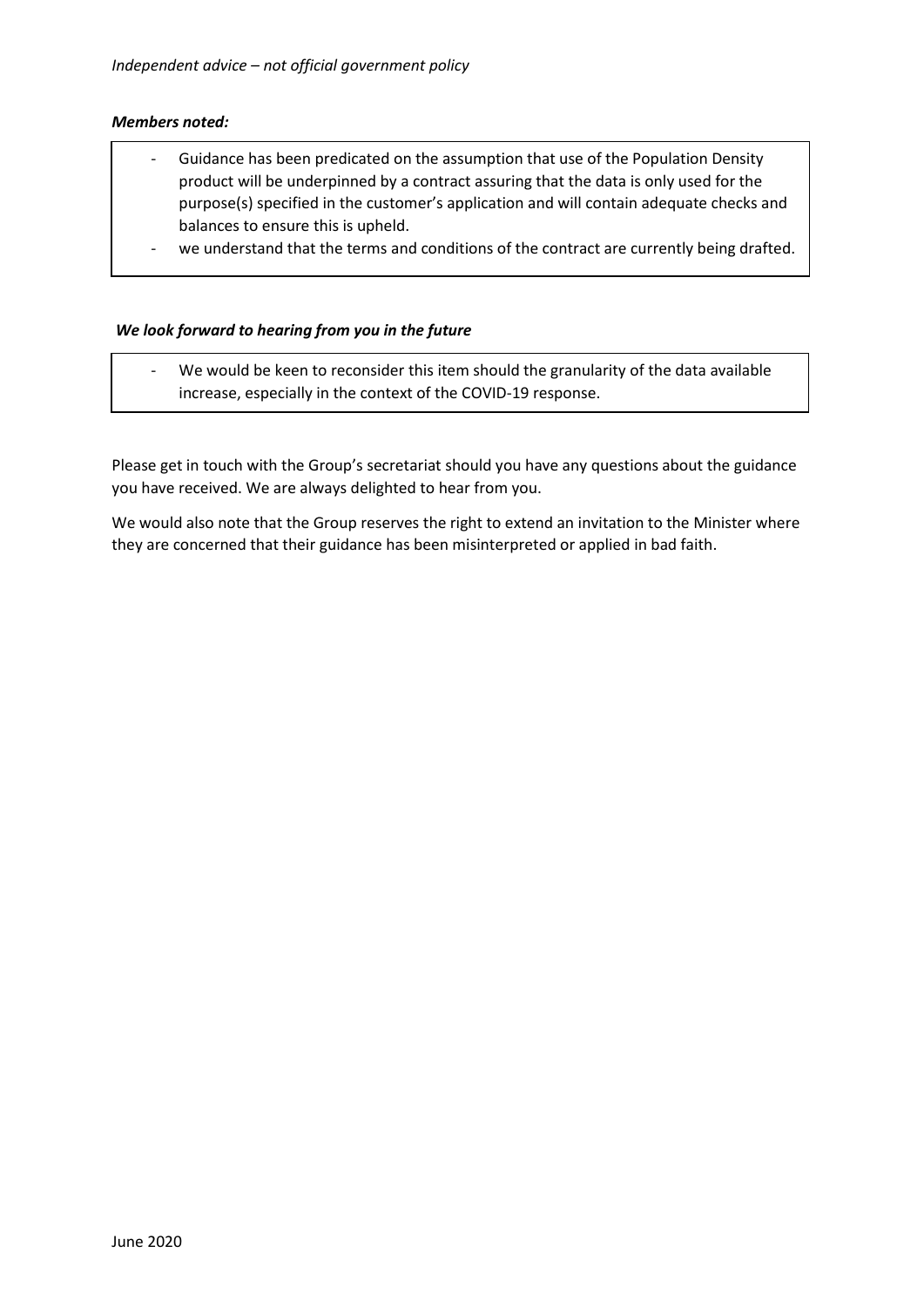***Members noted:***

- Guidance has been predicated on the assumption that use of the Population Density product will be underpinned by a contract assuring that the data is only used for the purpose(s) specified in the customer's application and will contain adequate checks and balances to ensure this is upheld.
- we understand that the terms and conditions of the contract are currently being drafted.

***We look forward to hearing from you in the future***

- We would be keen to reconsider this item should the granularity of the data available increase, especially in the context of the COVID-19 response.

Please get in touch with the Group's secretariat should you have any questions about the guidance you have received. We are always delighted to hear from you.

We would also note that the Group reserves the right to extend an invitation to the Minister where they are concerned that their guidance has been misinterpreted or applied in bad faith.

June 2020